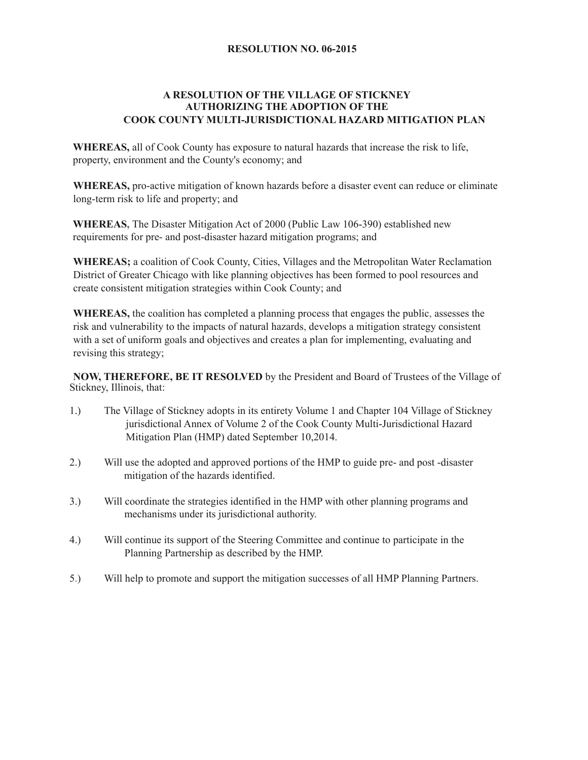**RESOLUTION NO. 06-2015**

**A RESOLUTION OF THE VILLAGE OF STICKNEY AUTHORIZING THE ADOPTION OF THE COOK COUNTY MULTI-JURISDICTIONAL HAZARD MITIGATION PLAN**

**WHEREAS,** all of Cook County has exposure to natural hazards that increase the risk to life, property, environment and the County's economy; and

**WHEREAS,** pro-active mitigation of known hazards before a disaster event can reduce or eliminate long-term risk to life and property; and

**WHEREAS,** The Disaster Mitigation Act of 2000 (Public Law 106-390) established new requirements for pre- and post-disaster hazard mitigation programs; and

**WHEREAS;** a coalition of Cook County, Cities, Villages and the Metropolitan Water Reclamation District of Greater Chicago with like planning objectives has been formed to pool resources and create consistent mitigation strategies within Cook County; and

**WHEREAS,** the coalition has completed a planning process that engages the public, assesses the risk and vulnerability to the impacts of natural hazards, develops a mitigation strategy consistent with a set of uniform goals and objectives and creates a plan for implementing, evaluating and revising this strategy;

**NOW, THEREFORE, BE IT RESOLVED** by the President and Board of Trustees of the Village of Stickney, Illinois, that:

1.) The Village of Stickney adopts in its entirety Volume 1 and Chapter 104 Village of Stickney jurisdictional Annex of Volume 2 of the Cook County Multi-Jurisdictional Hazard Mitigation Plan (HMP) dated September 10,2014.

2.) Will use the adopted and approved portions of the HMP to guide pre- and post -disaster mitigation of the hazards identified.

3.) Will coordinate the strategies identified in the HMP with other planning programs and mechanisms under its jurisdictional authority.

4.) Will continue its support of the Steering Committee and continue to participate in the Planning Partnership as described by the HMP.

5.) Will help to promote and support the mitigation successes of all HMP Planning Partners.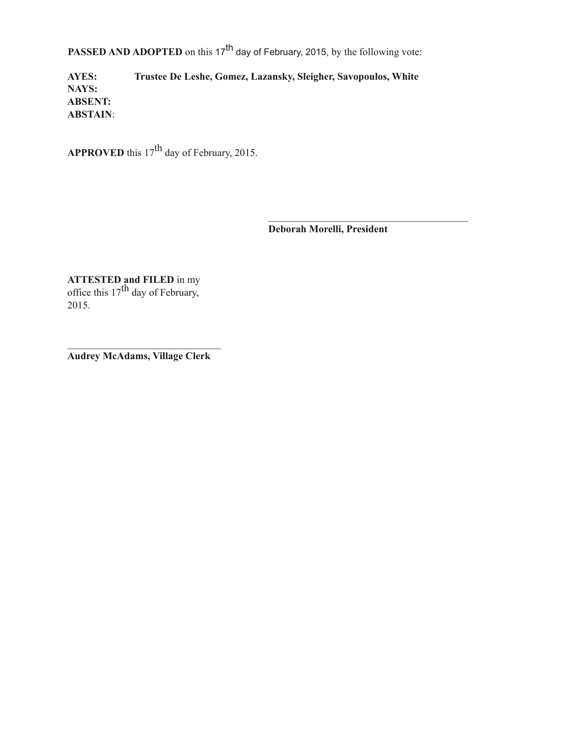**PASSED AND ADOPTED** on this 17th day of February, 2015, by the following vote:

**AYES:** **Trustee De Leshe, Gomez, Lazansky, Sleigher, Savopoulos, White**
**NAYS:**
**ABSENT:**
**ABSTAIN**:

**APPROVED** this 17th day of February, 2015.

\_\_\_\_\_\_\_\_\_\_\_\_\_\_\_\_\_\_\_\_\_\_\_\_\_\_\_\_\_\_\_\_\_\_\_\_\_\_\_\_
**Deborah Morelli, President**

**ATTESTED and FILED** in my office this 17th day of February, 2015.

\_\_\_\_\_\_\_\_\_\_\_\_\_\_\_\_\_\_\_\_\_\_\_\_\_\_\_\_\_\_
**Audrey McAdams, Village Clerk**